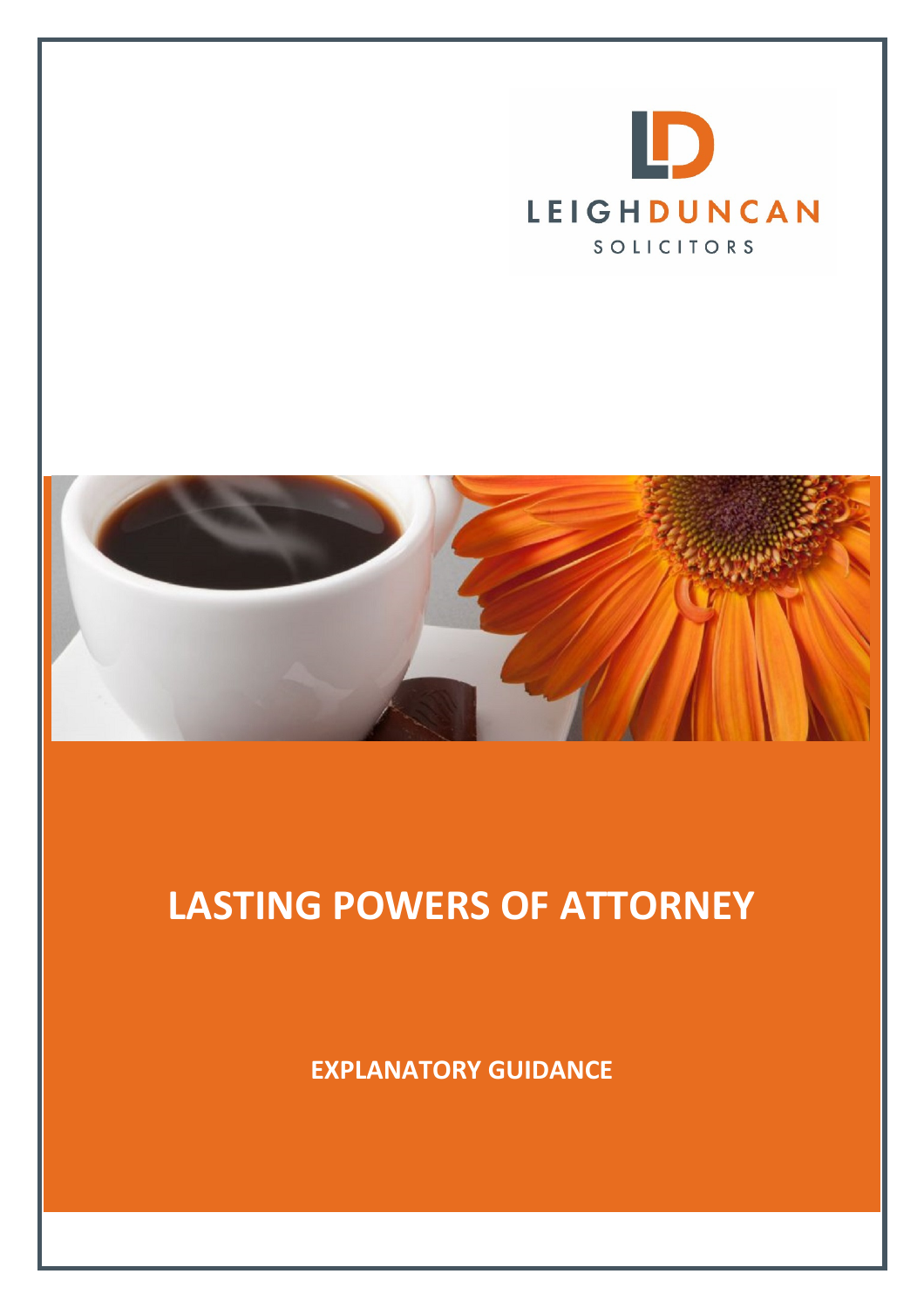LEIGHDUNCAN

SOLICITORS

# LASTING POWERS OF ATTORNEY

**EXPLANATORY GUIDANCE**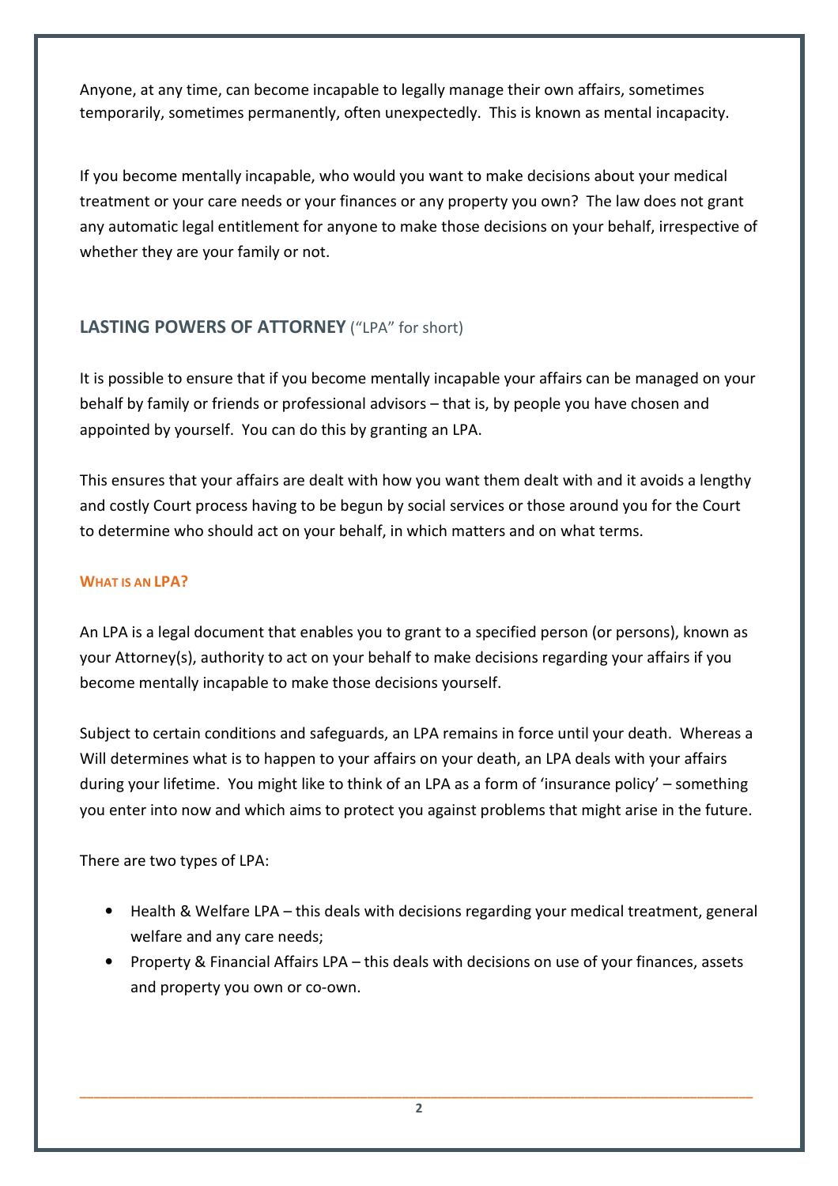Anyone, at any time, can become incapable to legally manage their own affairs, sometimes temporarily, sometimes permanently, often unexpectedly. This is known as mental incapacity.

If you become mentally incapable, who would you want to make decisions about your medical treatment or your care needs or your finances or any property you own? The law does not grant any automatic legal entitlement for anyone to make those decisions on your behalf, irrespective of whether they are your family or not.

## LASTING POWERS OF ATTORNEY ("LPA" for short)

It is possible to ensure that if you become mentally incapable your affairs can be managed on your behalf by family or friends or professional advisors – that is, by people you have chosen and appointed by yourself. You can do this by granting an LPA.

This ensures that your affairs are dealt with how you want them dealt with and it avoids a lengthy and costly Court process having to be begun by social services or those around you for the Court to determine who should act on your behalf, in which matters and on what terms.

### WHAT IS AN LPA?

An LPA is a legal document that enables you to grant to a specified person (or persons), known as your Attorney(s), authority to act on your behalf to make decisions regarding your affairs if you become mentally incapable to make those decisions yourself.

Subject to certain conditions and safeguards, an LPA remains in force until your death. Whereas a Will determines what is to happen to your affairs on your death, an LPA deals with your affairs during your lifetime. You might like to think of an LPA as a form of 'insurance policy' – something you enter into now and which aims to protect you against problems that might arise in the future.

There are two types of LPA:

- Health & Welfare LPA – this deals with decisions regarding your medical treatment, general welfare and any care needs;
- Property & Financial Affairs LPA – this deals with decisions on use of your finances, assets and property you own or co-own.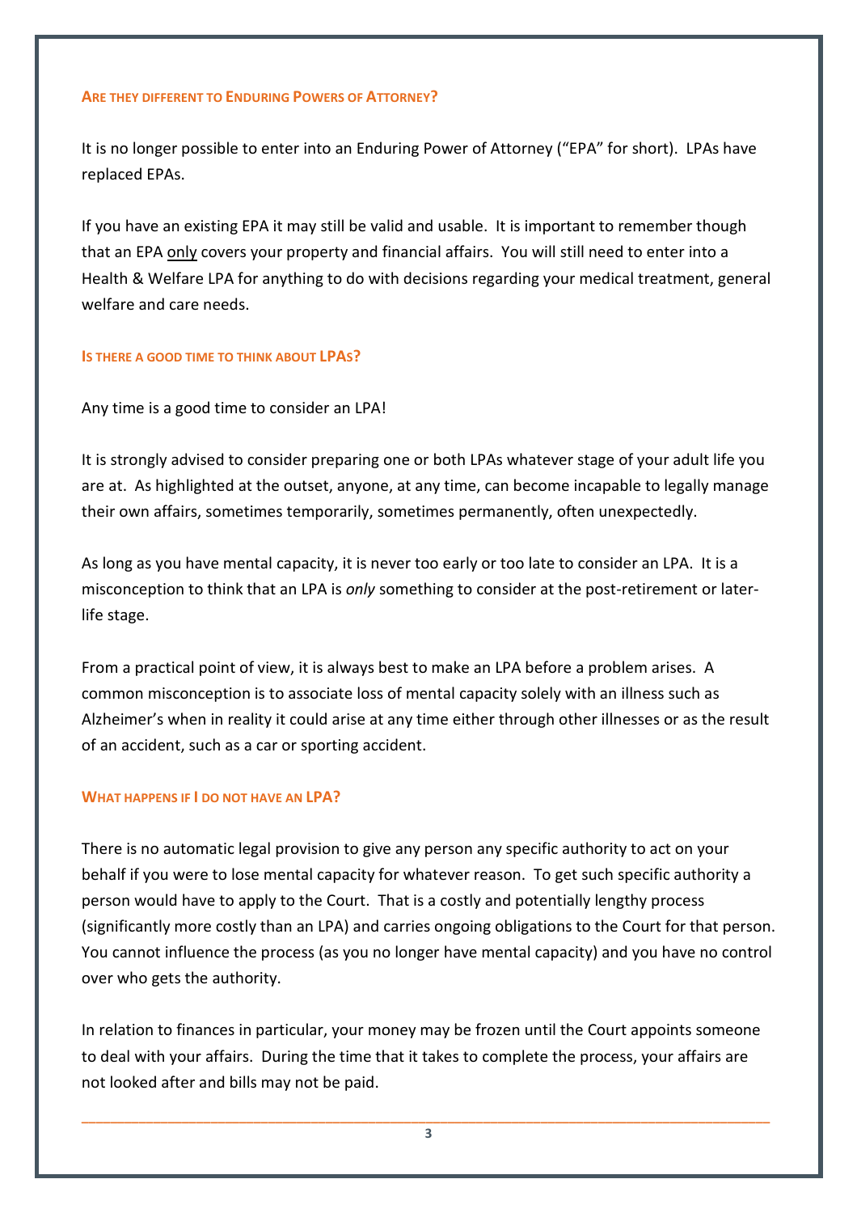## Are they different to Enduring Powers of Attorney?

It is no longer possible to enter into an Enduring Power of Attorney ("EPA" for short). LPAs have replaced EPAs.

If you have an existing EPA it may still be valid and usable. It is important to remember though that an EPA <u>only</u> covers your property and financial affairs. You will still need to enter into a Health & Welfare LPA for anything to do with decisions regarding your medical treatment, general welfare and care needs.

## Is there a good time to think about LPAs?

Any time is a good time to consider an LPA!

It is strongly advised to consider preparing one or both LPAs whatever stage of your adult life you are at. As highlighted at the outset, anyone, at any time, can become incapable to legally manage their own affairs, sometimes temporarily, sometimes permanently, often unexpectedly.

As long as you have mental capacity, it is never too early or too late to consider an LPA. It is a misconception to think that an LPA is *only* something to consider at the post-retirement or later-life stage.

From a practical point of view, it is always best to make an LPA before a problem arises. A common misconception is to associate loss of mental capacity solely with an illness such as Alzheimer's when in reality it could arise at any time either through other illnesses or as the result of an accident, such as a car or sporting accident.

## What happens if I do not have an LPA?

There is no automatic legal provision to give any person any specific authority to act on your behalf if you were to lose mental capacity for whatever reason. To get such specific authority a person would have to apply to the Court. That is a costly and potentially lengthy process (significantly more costly than an LPA) and carries ongoing obligations to the Court for that person. You cannot influence the process (as you no longer have mental capacity) and you have no control over who gets the authority.

In relation to finances in particular, your money may be frozen until the Court appoints someone to deal with your affairs. During the time that it takes to complete the process, your affairs are not looked after and bills may not be paid.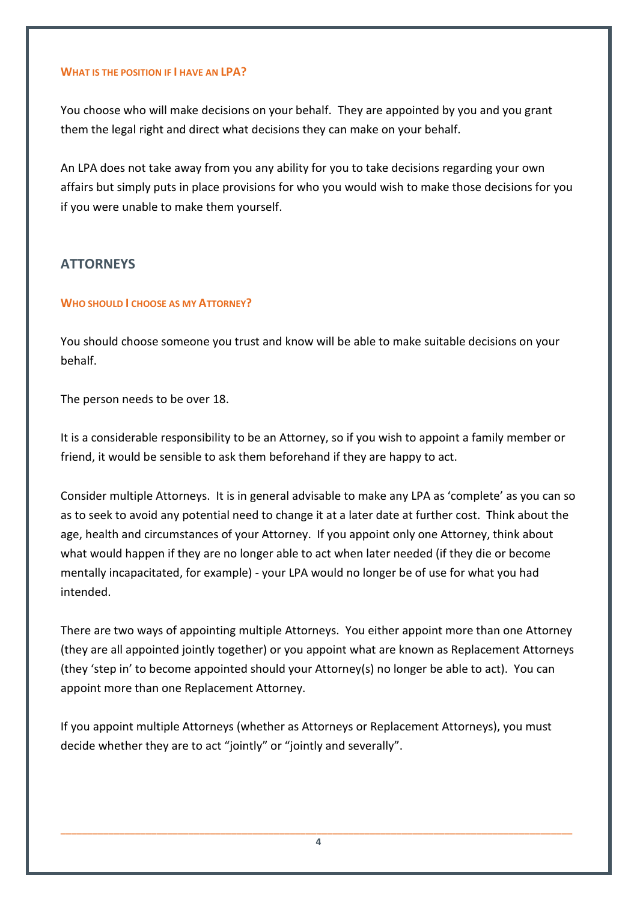#### What is the position if I have an LPA?

You choose who will make decisions on your behalf. They are appointed by you and you grant them the legal right and direct what decisions they can make on your behalf.

An LPA does not take away from you any ability for you to take decisions regarding your own affairs but simply puts in place provisions for who you would wish to make those decisions for you if you were unable to make them yourself.

## ATTORNEYS

#### Who should I choose as my Attorney?

You should choose someone you trust and know will be able to make suitable decisions on your behalf.

The person needs to be over 18.

It is a considerable responsibility to be an Attorney, so if you wish to appoint a family member or friend, it would be sensible to ask them beforehand if they are happy to act.

Consider multiple Attorneys. It is in general advisable to make any LPA as 'complete' as you can so as to seek to avoid any potential need to change it at a later date at further cost. Think about the age, health and circumstances of your Attorney. If you appoint only one Attorney, think about what would happen if they are no longer able to act when later needed (if they die or become mentally incapacitated, for example) - your LPA would no longer be of use for what you had intended.

There are two ways of appointing multiple Attorneys. You either appoint more than one Attorney (they are all appointed jointly together) or you appoint what are known as Replacement Attorneys (they 'step in' to become appointed should your Attorney(s) no longer be able to act). You can appoint more than one Replacement Attorney.

If you appoint multiple Attorneys (whether as Attorneys or Replacement Attorneys), you must decide whether they are to act "jointly" or "jointly and severally".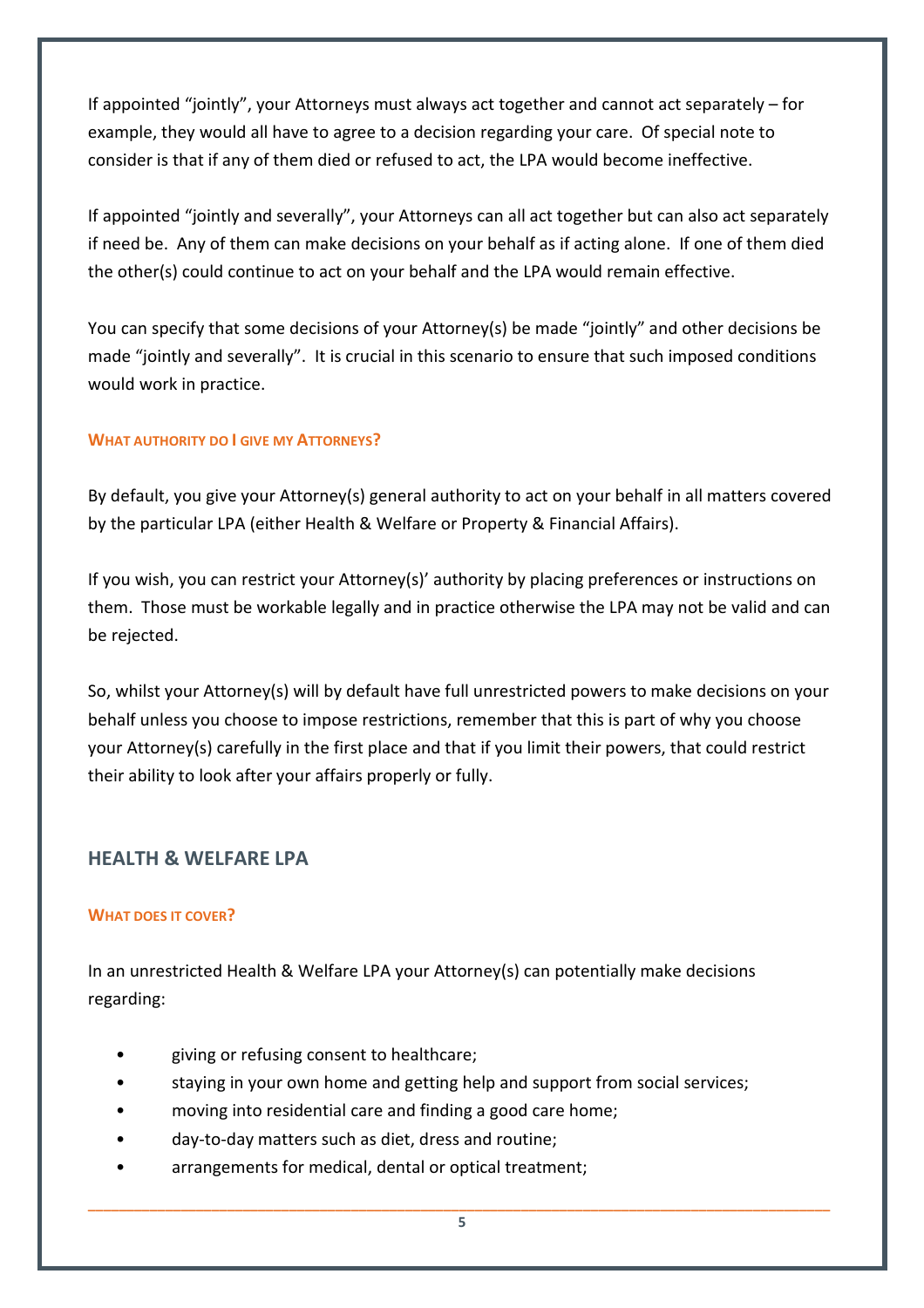If appointed "jointly", your Attorneys must always act together and cannot act separately – for example, they would all have to agree to a decision regarding your care. Of special note to consider is that if any of them died or refused to act, the LPA would become ineffective.

If appointed "jointly and severally", your Attorneys can all act together but can also act separately if need be. Any of them can make decisions on your behalf as if acting alone. If one of them died the other(s) could continue to act on your behalf and the LPA would remain effective.

You can specify that some decisions of your Attorney(s) be made "jointly" and other decisions be made "jointly and severally". It is crucial in this scenario to ensure that such imposed conditions would work in practice.

#### WHAT AUTHORITY DO I GIVE MY ATTORNEYS?

By default, you give your Attorney(s) general authority to act on your behalf in all matters covered by the particular LPA (either Health & Welfare or Property & Financial Affairs).

If you wish, you can restrict your Attorney(s)' authority by placing preferences or instructions on them. Those must be workable legally and in practice otherwise the LPA may not be valid and can be rejected.

So, whilst your Attorney(s) will by default have full unrestricted powers to make decisions on your behalf unless you choose to impose restrictions, remember that this is part of why you choose your Attorney(s) carefully in the first place and that if you limit their powers, that could restrict their ability to look after your affairs properly or fully.

## HEALTH & WELFARE LPA

#### WHAT DOES IT COVER?

In an unrestricted Health & Welfare LPA your Attorney(s) can potentially make decisions regarding:

- giving or refusing consent to healthcare;
- staying in your own home and getting help and support from social services;
- moving into residential care and finding a good care home;
- day-to-day matters such as diet, dress and routine;
- arrangements for medical, dental or optical treatment;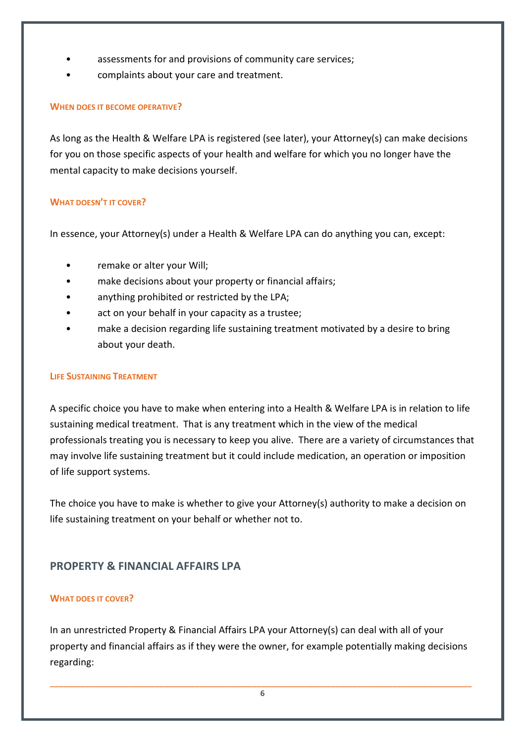- assessments for and provisions of community care services;
- complaints about your care and treatment.

#### WHEN DOES IT BECOME OPERATIVE?

As long as the Health & Welfare LPA is registered (see later), your Attorney(s) can make decisions for you on those specific aspects of your health and welfare for which you no longer have the mental capacity to make decisions yourself.

#### WHAT DOESN'T IT COVER?

In essence, your Attorney(s) under a Health & Welfare LPA can do anything you can, except:

- remake or alter your Will;
- make decisions about your property or financial affairs;
- anything prohibited or restricted by the LPA;
- act on your behalf in your capacity as a trustee;
- make a decision regarding life sustaining treatment motivated by a desire to bring about your death.

#### LIFE SUSTAINING TREATMENT

A specific choice you have to make when entering into a Health & Welfare LPA is in relation to life sustaining medical treatment. That is any treatment which in the view of the medical professionals treating you is necessary to keep you alive. There are a variety of circumstances that may involve life sustaining treatment but it could include medication, an operation or imposition of life support systems.

The choice you have to make is whether to give your Attorney(s) authority to make a decision on life sustaining treatment on your behalf or whether not to.

### PROPERTY & FINANCIAL AFFAIRS LPA

#### WHAT DOES IT COVER?

In an unrestricted Property & Financial Affairs LPA your Attorney(s) can deal with all of your property and financial affairs as if they were the owner, for example potentially making decisions regarding: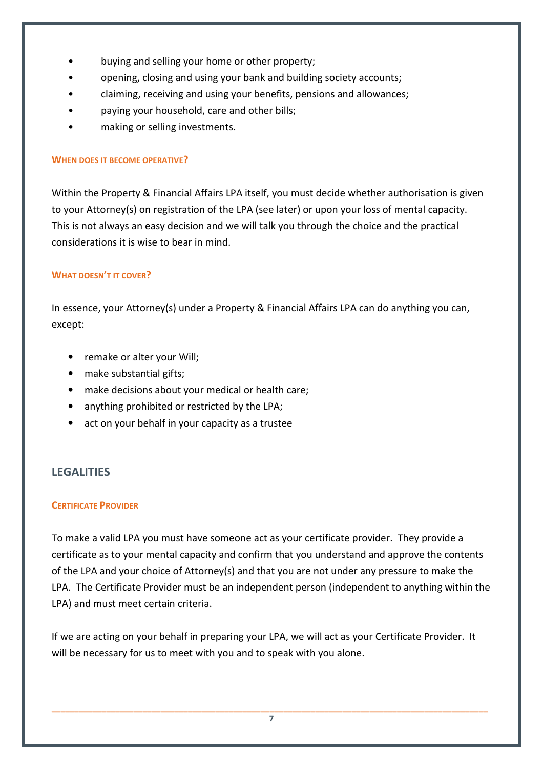- buying and selling your home or other property;
- opening, closing and using your bank and building society accounts;
- claiming, receiving and using your benefits, pensions and allowances;
- paying your household, care and other bills;
- making or selling investments.

#### WHEN DOES IT BECOME OPERATIVE?

Within the Property & Financial Affairs LPA itself, you must decide whether authorisation is given to your Attorney(s) on registration of the LPA (see later) or upon your loss of mental capacity. This is not always an easy decision and we will talk you through the choice and the practical considerations it is wise to bear in mind.

#### WHAT DOESN'T IT COVER?

In essence, your Attorney(s) under a Property & Financial Affairs LPA can do anything you can, except:

- remake or alter your Will;
- make substantial gifts;
- make decisions about your medical or health care;
- anything prohibited or restricted by the LPA;
- act on your behalf in your capacity as a trustee

## LEGALITIES

#### CERTIFICATE PROVIDER

To make a valid LPA you must have someone act as your certificate provider. They provide a certificate as to your mental capacity and confirm that you understand and approve the contents of the LPA and your choice of Attorney(s) and that you are not under any pressure to make the LPA. The Certificate Provider must be an independent person (independent to anything within the LPA) and must meet certain criteria.

If we are acting on your behalf in preparing your LPA, we will act as your Certificate Provider. It will be necessary for us to meet with you and to speak with you alone.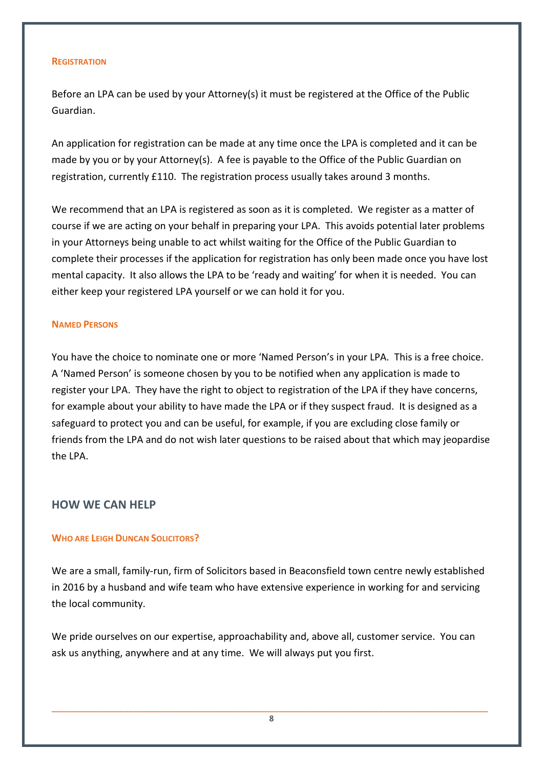### Registration

Before an LPA can be used by your Attorney(s) it must be registered at the Office of the Public Guardian.

An application for registration can be made at any time once the LPA is completed and it can be made by you or by your Attorney(s). A fee is payable to the Office of the Public Guardian on registration, currently £110. The registration process usually takes around 3 months.

We recommend that an LPA is registered as soon as it is completed. We register as a matter of course if we are acting on your behalf in preparing your LPA. This avoids potential later problems in your Attorneys being unable to act whilst waiting for the Office of the Public Guardian to complete their processes if the application for registration has only been made once you have lost mental capacity. It also allows the LPA to be 'ready and waiting' for when it is needed. You can either keep your registered LPA yourself or we can hold it for you.

### Named Persons

You have the choice to nominate one or more 'Named Person's in your LPA. This is a free choice. A 'Named Person' is someone chosen by you to be notified when any application is made to register your LPA. They have the right to object to registration of the LPA if they have concerns, for example about your ability to have made the LPA or if they suspect fraud. It is designed as a safeguard to protect you and can be useful, for example, if you are excluding close family or friends from the LPA and do not wish later questions to be raised about that which may jeopardise the LPA.

## HOW WE CAN HELP

### Who are Leigh Duncan Solicitors?

We are a small, family-run, firm of Solicitors based in Beaconsfield town centre newly established in 2016 by a husband and wife team who have extensive experience in working for and servicing the local community.

We pride ourselves on our expertise, approachability and, above all, customer service. You can ask us anything, anywhere and at any time. We will always put you first.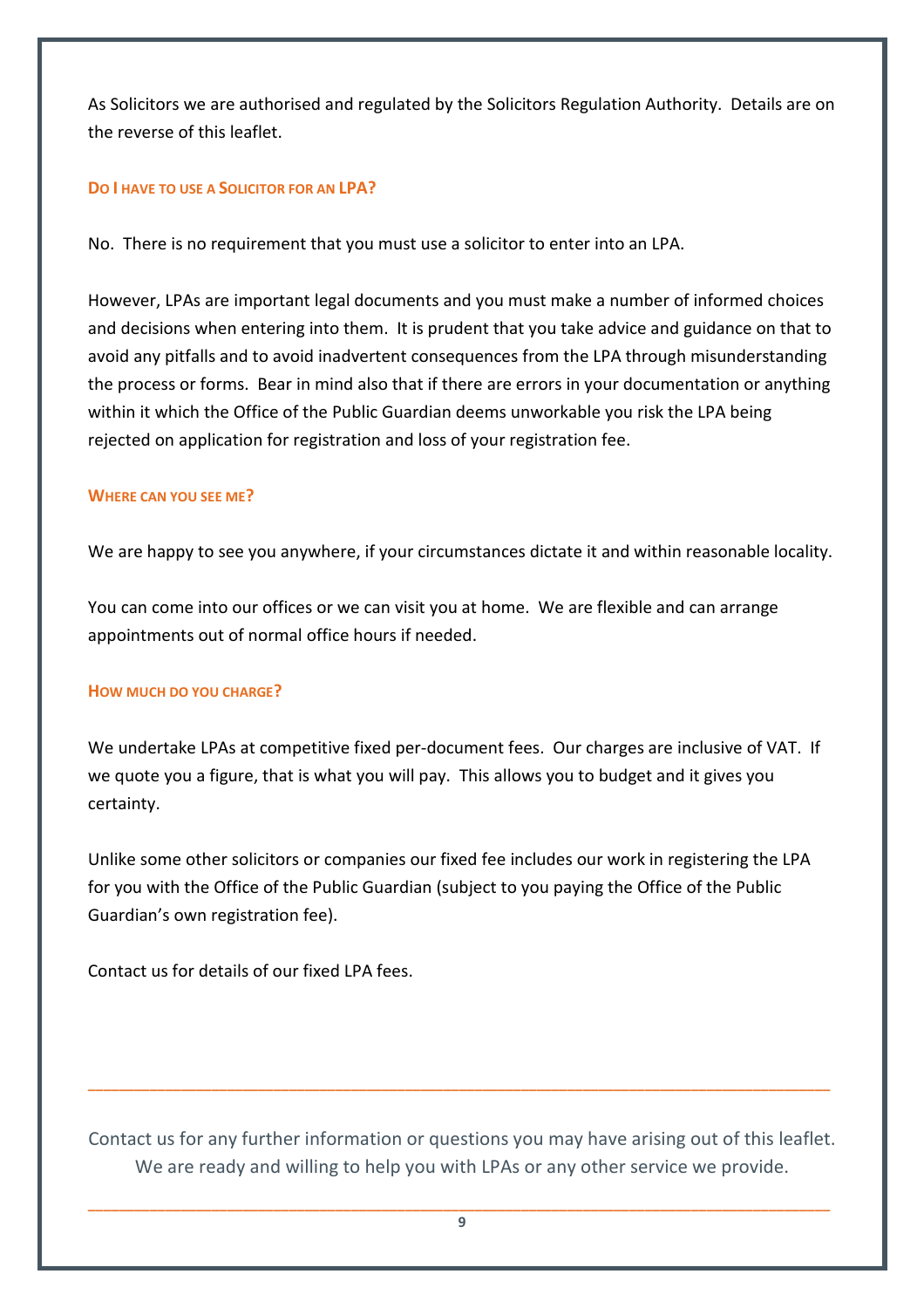As Solicitors we are authorised and regulated by the Solicitors Regulation Authority. Details are on the reverse of this leaflet.

### Do I have to use a Solicitor for an LPA?

No. There is no requirement that you must use a solicitor to enter into an LPA.

However, LPAs are important legal documents and you must make a number of informed choices and decisions when entering into them. It is prudent that you take advice and guidance on that to avoid any pitfalls and to avoid inadvertent consequences from the LPA through misunderstanding the process or forms. Bear in mind also that if there are errors in your documentation or anything within it which the Office of the Public Guardian deems unworkable you risk the LPA being rejected on application for registration and loss of your registration fee.

### Where can you see me?

We are happy to see you anywhere, if your circumstances dictate it and within reasonable locality.

You can come into our offices or we can visit you at home. We are flexible and can arrange appointments out of normal office hours if needed.

### How much do you charge?

We undertake LPAs at competitive fixed per-document fees. Our charges are inclusive of VAT. If we quote you a figure, that is what you will pay. This allows you to budget and it gives you certainty.

Unlike some other solicitors or companies our fixed fee includes our work in registering the LPA for you with the Office of the Public Guardian (subject to you paying the Office of the Public Guardian's own registration fee).

Contact us for details of our fixed LPA fees.

---

Contact us for any further information or questions you may have arising out of this leaflet. We are ready and willing to help you with LPAs or any other service we provide.

---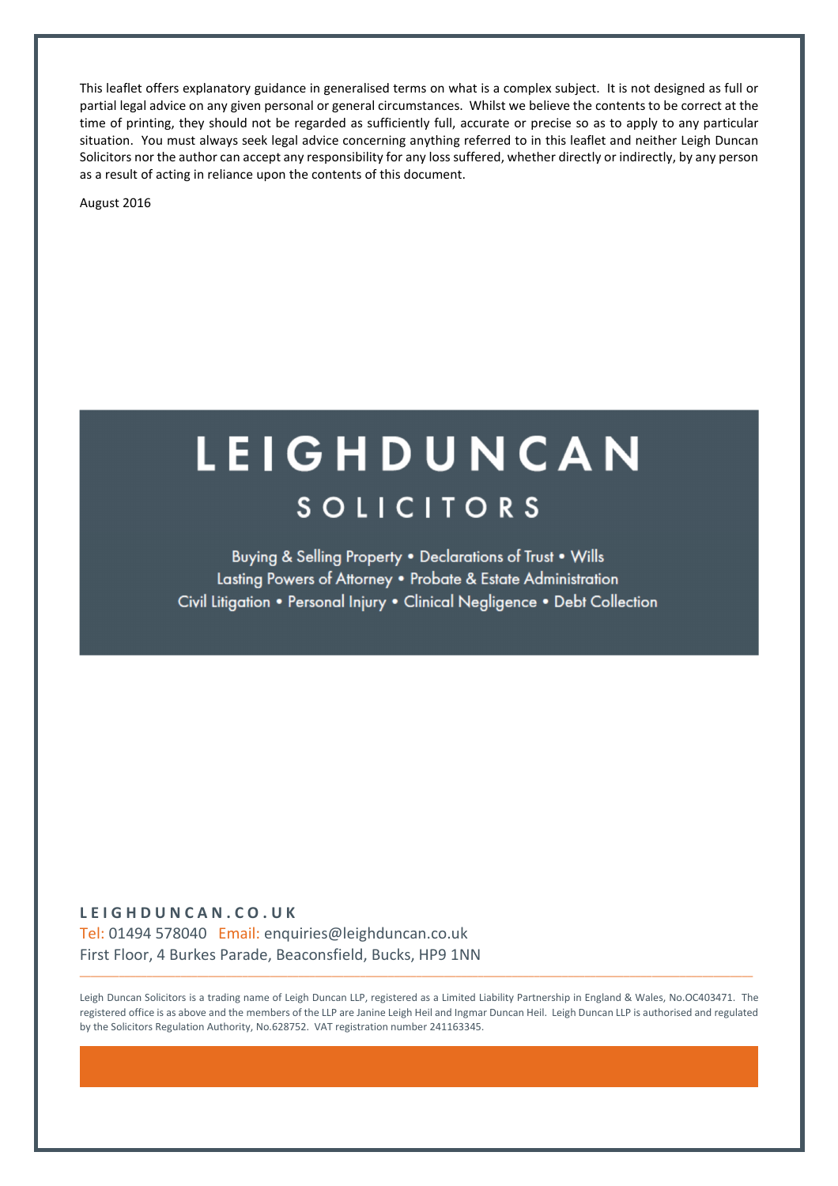This leaflet offers explanatory guidance in generalised terms on what is a complex subject. It is not designed as full or partial legal advice on any given personal or general circumstances. Whilst we believe the contents to be correct at the time of printing, they should not be regarded as sufficiently full, accurate or precise so as to apply to any particular situation. You must always seek legal advice concerning anything referred to in this leaflet and neither Leigh Duncan Solicitors nor the author can accept any responsibility for any loss suffered, whether directly or indirectly, by any person as a result of acting in reliance upon the contents of this document.

August 2016

# LEIGHDUNCAN

## SOLICITORS

Buying & Selling Property • Declarations of Trust • Wills
Lasting Powers of Attorney • Probate & Estate Administration
Civil Litigation • Personal Injury • Clinical Negligence • Debt Collection

**LEIGHDUNCAN.CO.UK**

Tel: 01494 578040 Email: enquiries@leighduncan.co.uk

First Floor, 4 Burkes Parade, Beaconsfield, Bucks, HP9 1NN

Leigh Duncan Solicitors is a trading name of Leigh Duncan LLP, registered as a Limited Liability Partnership in England & Wales, No.OC403471. The registered office is as above and the members of the LLP are Janine Leigh Heil and Ingmar Duncan Heil. Leigh Duncan LLP is authorised and regulated by the Solicitors Regulation Authority, No.628752. VAT registration number 241163345.